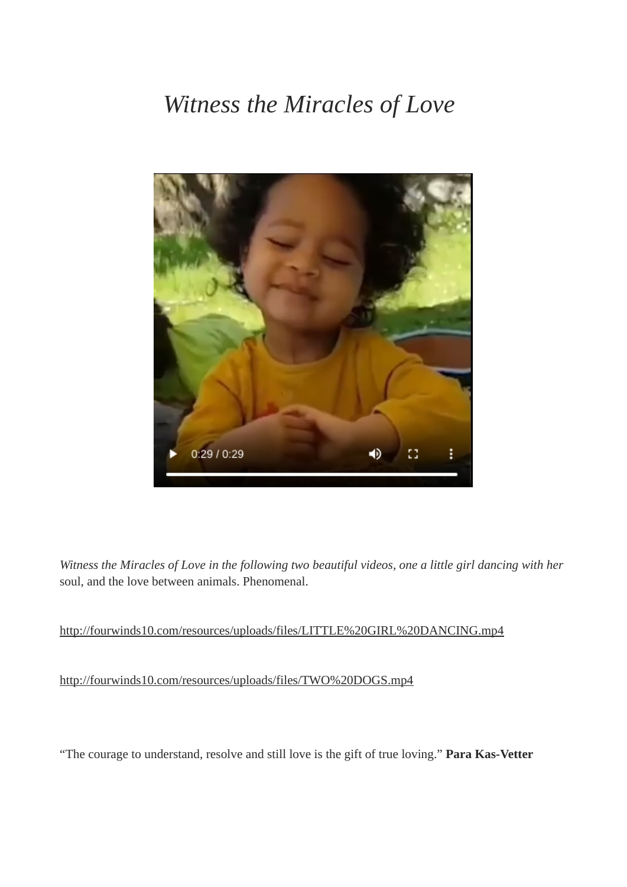# *Witness the Miracles of Love*

*Witness the Miracles of Love in the following two beautiful videos, one a little girl dancing with her* soul, and the love between animals. Phenomenal.

http://fourwinds10.com/resources/uploads/files/LITTLE%20GIRL%20DANCING.mp4

http://fourwinds10.com/resources/uploads/files/TWO%20DOGS.mp4

"The courage to understand, resolve and still love is the gift of true loving." **Para Kas-Vetter**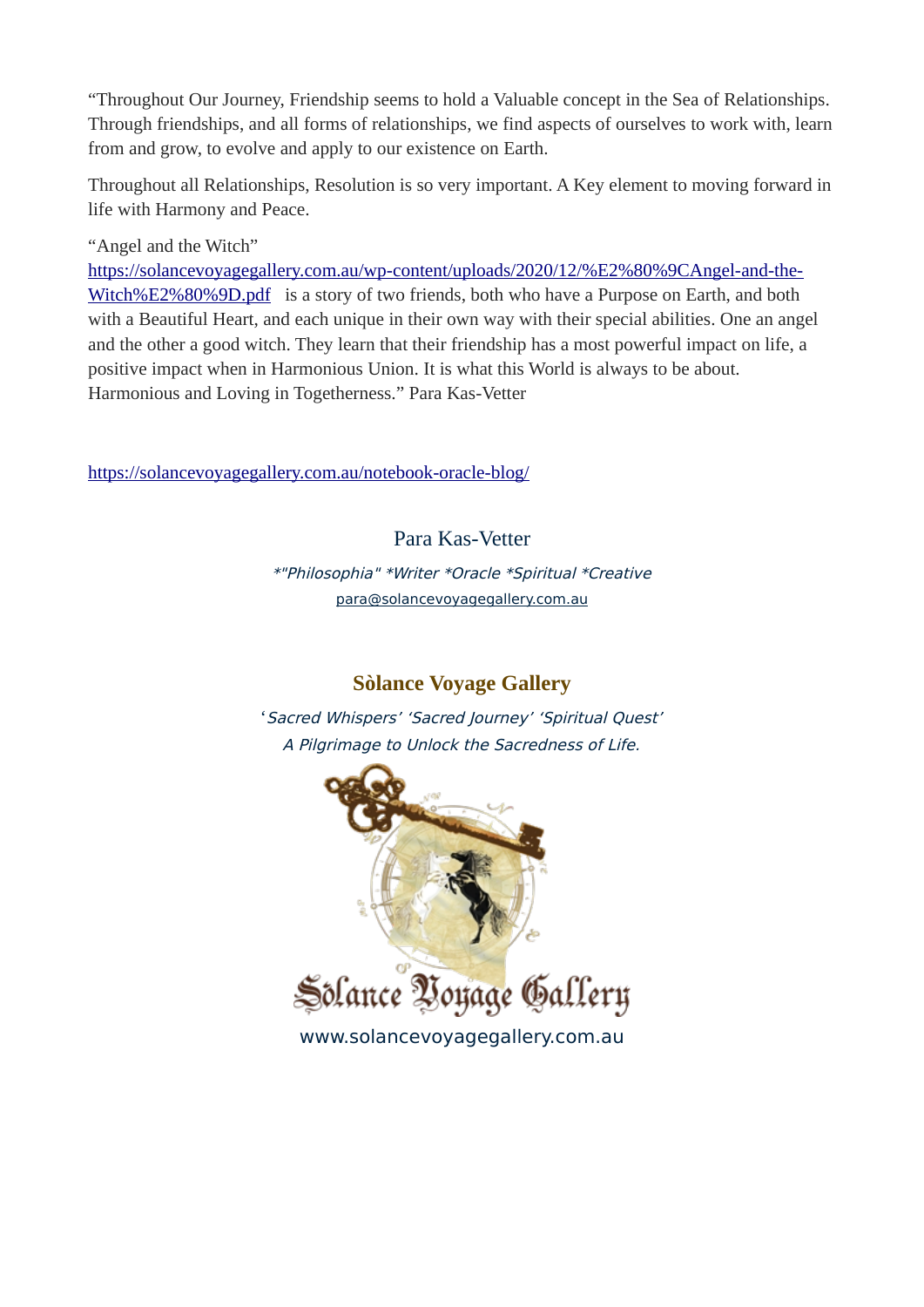“Throughout Our Journey, Friendship seems to hold a Valuable concept in the Sea of Relationships. Through friendships, and all forms of relationships, we find aspects of ourselves to work with, learn from and grow, to evolve and apply to our existence on Earth.

Throughout all Relationships, Resolution is so very important. A Key element to moving forward in life with Harmony and Peace.

“Angel and the Witch”
https://solancevoyagegallery.com.au/wp-content/uploads/2020/12/%E2%80%9CAngel-and-the-Witch%E2%80%9D.pdf is a story of two friends, both who have a Purpose on Earth, and both with a Beautiful Heart, and each unique in their own way with their special abilities. One an angel and the other a good witch. They learn that their friendship has a most powerful impact on life, a positive impact when in Harmonious Union. It is what this World is always to be about. Harmonious and Loving in Togetherness.” Para Kas-Vetter

https://solancevoyagegallery.com.au/notebook-oracle-blog/

Para Kas-Vetter

*\*"Philosophia" \*Writer \*Oracle \*Spiritual \*Creative*

para@solancevoyagegallery.com.au

**Sòlance Voyage Gallery**

*‘Sacred Whispers’ ‘Sacred Journey’ ‘Spiritual Quest’*

*A Pilgrimage to Unlock the Sacredness of Life.*

Sòlance Voyage Gallery

www.solancevoyagegallery.com.au